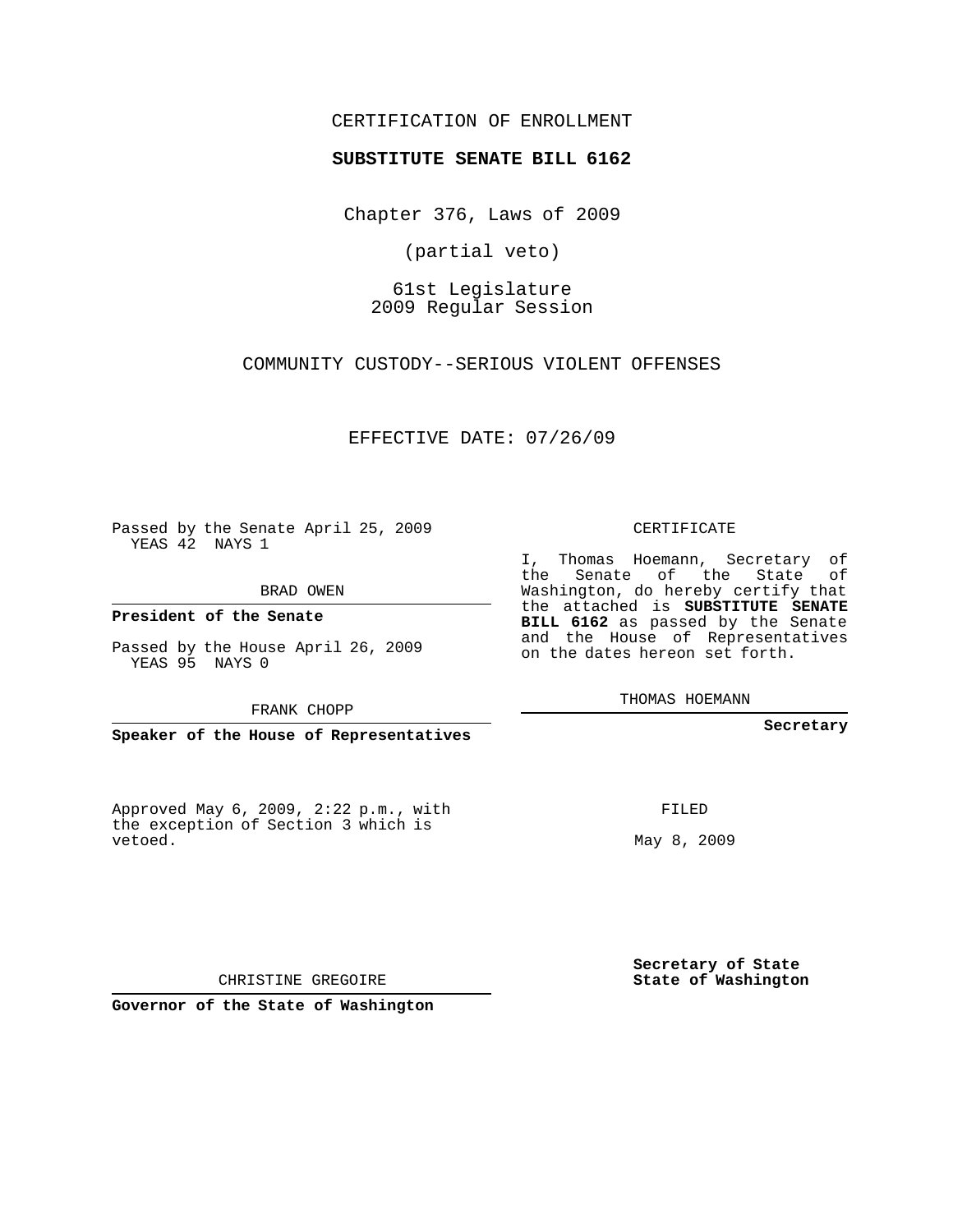CERTIFICATION OF ENROLLMENT

**SUBSTITUTE SENATE BILL 6162**

Chapter 376, Laws of 2009

(partial veto)

61st Legislature
2009 Regular Session

COMMUNITY CUSTODY--SERIOUS VIOLENT OFFENSES

EFFECTIVE DATE: 07/26/09

Passed by the Senate April 25, 2009
YEAS 42 NAYS 1

BRAD OWEN

**President of the Senate**

Passed by the House April 26, 2009
YEAS 95 NAYS 0

FRANK CHOPP

**Speaker of the House of Representatives**

CERTIFICATE

I, Thomas Hoemann, Secretary of the Senate of the State of Washington, do hereby certify that the attached is **SUBSTITUTE SENATE BILL 6162** as passed by the Senate and the House of Representatives on the dates hereon set forth.

THOMAS HOEMANN

**Secretary**

Approved May 6, 2009, 2:22 p.m., with the exception of Section 3 which is vetoed.

CHRISTINE GREGOIRE

**Governor of the State of Washington**

FILED

May 8, 2009

**Secretary of State**
**State of Washington**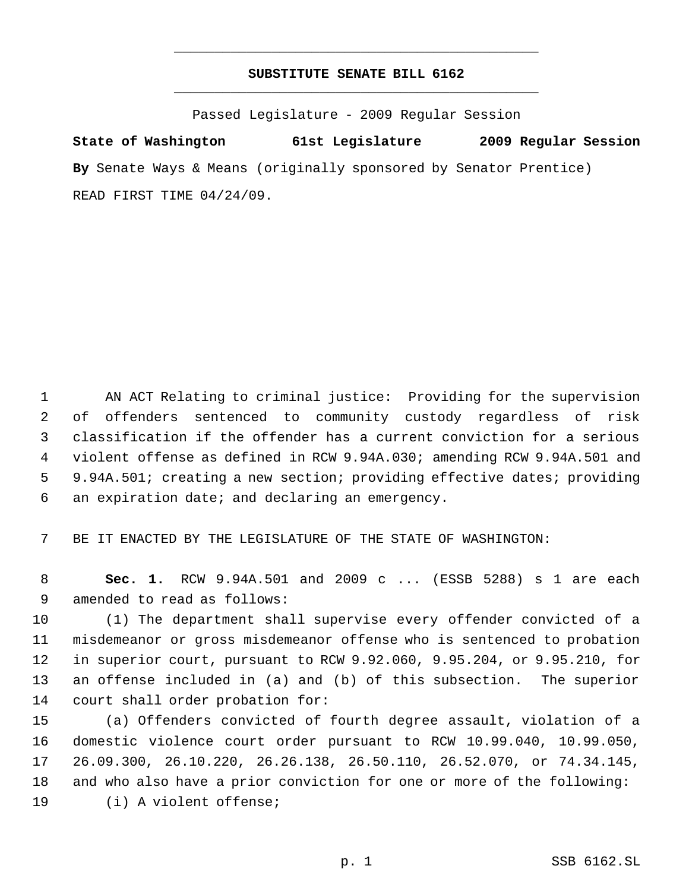# SUBSTITUTE SENATE BILL 6162

Passed Legislature - 2009 Regular Session

**State of Washington 61st Legislature 2009 Regular Session**

**By** Senate Ways & Means (originally sponsored by Senator Prentice)

READ FIRST TIME 04/24/09.

AN ACT Relating to criminal justice: Providing for the supervision of offenders sentenced to community custody regardless of risk classification if the offender has a current conviction for a serious violent offense as defined in RCW 9.94A.030; amending RCW 9.94A.501 and 9.94A.501; creating a new section; providing effective dates; providing an expiration date; and declaring an emergency.

BE IT ENACTED BY THE LEGISLATURE OF THE STATE OF WASHINGTON:

**Sec. 1.** RCW 9.94A.501 and 2009 c ... (ESSB 5288) s 1 are each amended to read as follows:

(1) The department shall supervise every offender convicted of a misdemeanor or gross misdemeanor offense who is sentenced to probation in superior court, pursuant to RCW 9.92.060, 9.95.204, or 9.95.210, for an offense included in (a) and (b) of this subsection. The superior court shall order probation for:

(a) Offenders convicted of fourth degree assault, violation of a domestic violence court order pursuant to RCW 10.99.040, 10.99.050, 26.09.300, 26.10.220, 26.26.138, 26.50.110, 26.52.070, or 74.34.145, and who also have a prior conviction for one or more of the following:

(i) A violent offense;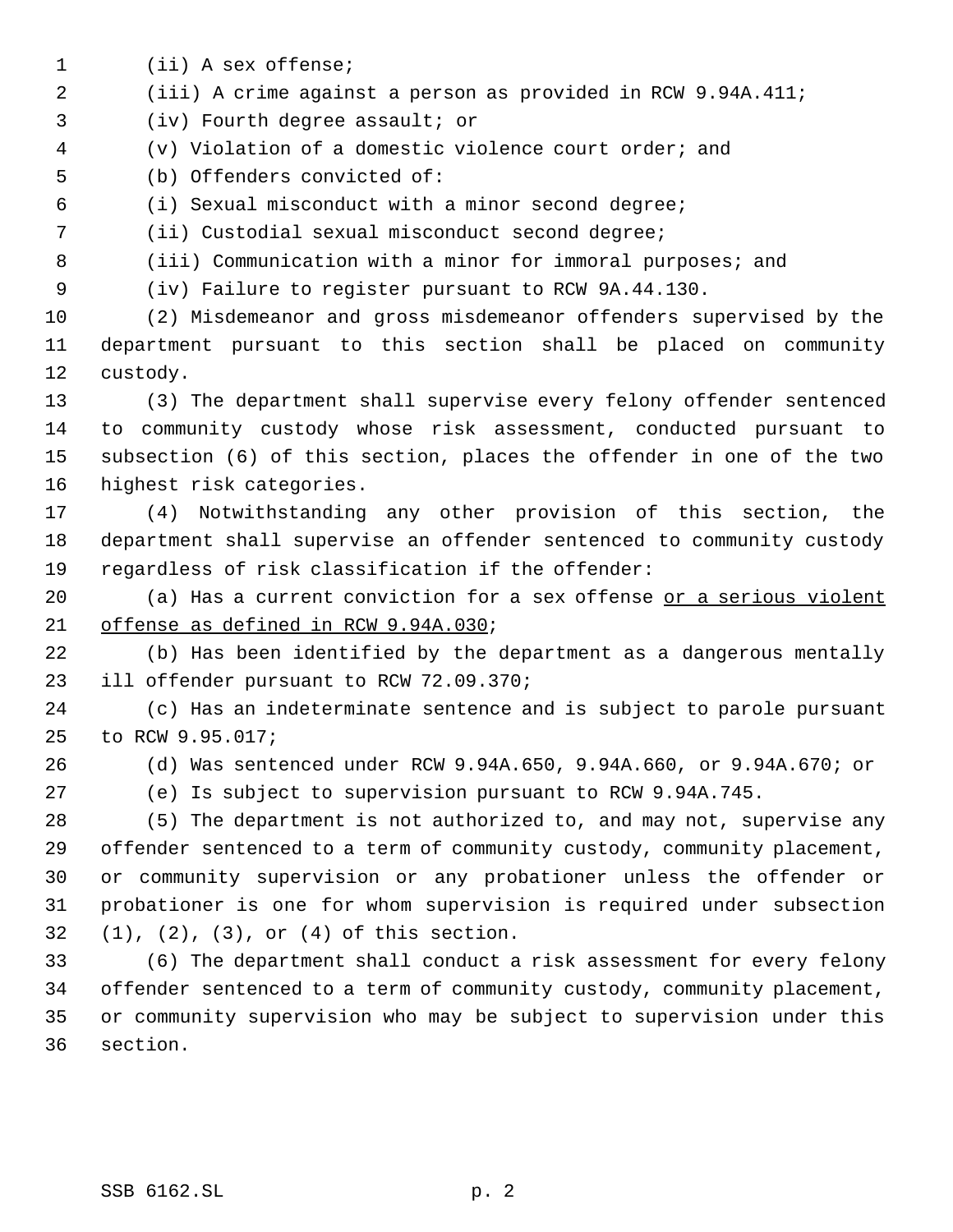(ii) A sex offense;

(iii) A crime against a person as provided in RCW 9.94A.411;

(iv) Fourth degree assault; or

(v) Violation of a domestic violence court order; and

(b) Offenders convicted of:

(i) Sexual misconduct with a minor second degree;

(ii) Custodial sexual misconduct second degree;

(iii) Communication with a minor for immoral purposes; and

(iv) Failure to register pursuant to RCW 9A.44.130.

(2) Misdemeanor and gross misdemeanor offenders supervised by the department pursuant to this section shall be placed on community custody.

(3) The department shall supervise every felony offender sentenced to community custody whose risk assessment, conducted pursuant to subsection (6) of this section, places the offender in one of the two highest risk categories.

(4) Notwithstanding any other provision of this section, the department shall supervise an offender sentenced to community custody regardless of risk classification if the offender:

(a) Has a current conviction for a sex offense <u>or a serious violent offense as defined in RCW 9.94A.030</u>;

(b) Has been identified by the department as a dangerous mentally ill offender pursuant to RCW 72.09.370;

(c) Has an indeterminate sentence and is subject to parole pursuant to RCW 9.95.017;

(d) Was sentenced under RCW 9.94A.650, 9.94A.660, or 9.94A.670; or

(e) Is subject to supervision pursuant to RCW 9.94A.745.

(5) The department is not authorized to, and may not, supervise any offender sentenced to a term of community custody, community placement, or community supervision or any probationer unless the offender or probationer is one for whom supervision is required under subsection (1), (2), (3), or (4) of this section.

(6) The department shall conduct a risk assessment for every felony offender sentenced to a term of community custody, community placement, or community supervision who may be subject to supervision under this section.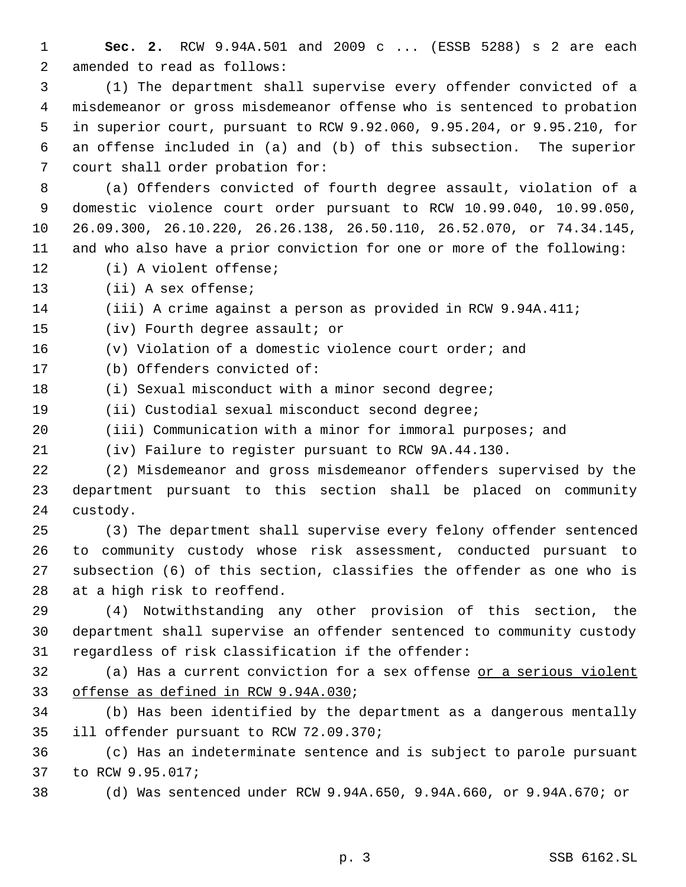**Sec. 2.** RCW 9.94A.501 and 2009 c ... (ESSB 5288) s 2 are each amended to read as follows:

(1) The department shall supervise every offender convicted of a misdemeanor or gross misdemeanor offense who is sentenced to probation in superior court, pursuant to RCW 9.92.060, 9.95.204, or 9.95.210, for an offense included in (a) and (b) of this subsection. The superior court shall order probation for:

(a) Offenders convicted of fourth degree assault, violation of a domestic violence court order pursuant to RCW 10.99.040, 10.99.050, 26.09.300, 26.10.220, 26.26.138, 26.50.110, 26.52.070, or 74.34.145, and who also have a prior conviction for one or more of the following:

(i) A violent offense;

(ii) A sex offense;

(iii) A crime against a person as provided in RCW 9.94A.411;

(iv) Fourth degree assault; or

(v) Violation of a domestic violence court order; and

(b) Offenders convicted of:

(i) Sexual misconduct with a minor second degree;

(ii) Custodial sexual misconduct second degree;

(iii) Communication with a minor for immoral purposes; and

(iv) Failure to register pursuant to RCW 9A.44.130.

(2) Misdemeanor and gross misdemeanor offenders supervised by the department pursuant to this section shall be placed on community custody.

(3) The department shall supervise every felony offender sentenced to community custody whose risk assessment, conducted pursuant to subsection (6) of this section, classifies the offender as one who is at a high risk to reoffend.

(4) Notwithstanding any other provision of this section, the department shall supervise an offender sentenced to community custody regardless of risk classification if the offender:

(a) Has a current conviction for a sex offense <u>or a serious violent offense as defined in RCW 9.94A.030</u>;

(b) Has been identified by the department as a dangerous mentally ill offender pursuant to RCW 72.09.370;

(c) Has an indeterminate sentence and is subject to parole pursuant to RCW 9.95.017;

(d) Was sentenced under RCW 9.94A.650, 9.94A.660, or 9.94A.670; or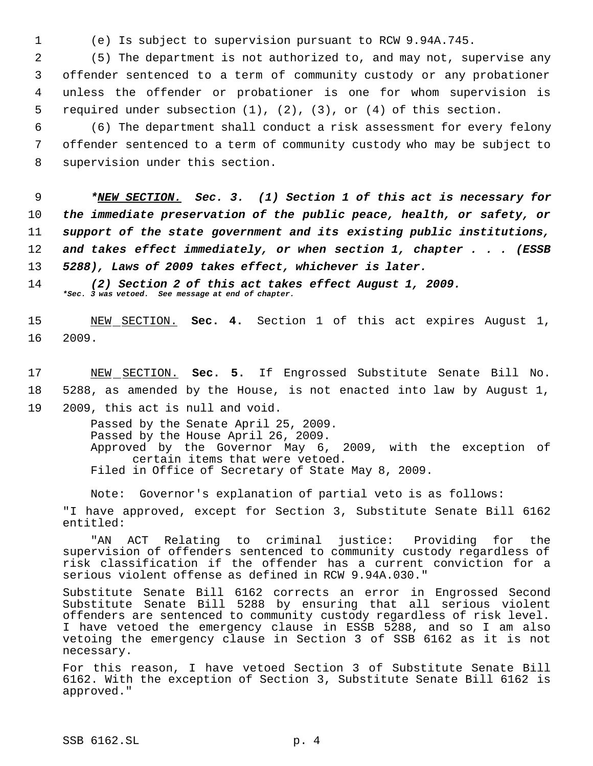(e) Is subject to supervision pursuant to RCW 9.94A.745.

(5) The department is not authorized to, and may not, supervise any offender sentenced to a term of community custody or any probationer unless the offender or probationer is one for whom supervision is required under subsection (1), (2), (3), or (4) of this section.

(6) The department shall conduct a risk assessment for every felony offender sentenced to a term of community custody who may be subject to supervision under this section.

***NEW SECTION. Sec. 3. (1) Section 1 of this act is necessary for the immediate preservation of the public peace, health, or safety, or support of the state government and its existing public institutions, and takes effect immediately, or when section 1, chapter . . . (ESSB 5288), Laws of 2009 takes effect, whichever is later.***

***(2) Section 2 of this act takes effect August 1, 2009.***
****Sec. 3 was vetoed. See message at end of chapter.***

NEW SECTION. **Sec. 4.** Section 1 of this act expires August 1, 2009.

NEW SECTION. **Sec. 5.** If Engrossed Substitute Senate Bill No. 5288, as amended by the House, is not enacted into law by August 1, 2009, this act is null and void.

Passed by the Senate April 25, 2009.
Passed by the House April 26, 2009.
Approved by the Governor May 6, 2009, with the exception of certain items that were vetoed.
Filed in Office of Secretary of State May 8, 2009.

Note: Governor's explanation of partial veto is as follows:

"I have approved, except for Section 3, Substitute Senate Bill 6162 entitled:

"AN ACT Relating to criminal justice: Providing for the supervision of offenders sentenced to community custody regardless of risk classification if the offender has a current conviction for a serious violent offense as defined in RCW 9.94A.030."

Substitute Senate Bill 6162 corrects an error in Engrossed Second Substitute Senate Bill 5288 by ensuring that all serious violent offenders are sentenced to community custody regardless of risk level. I have vetoed the emergency clause in ESSB 5288, and so I am also vetoing the emergency clause in Section 3 of SSB 6162 as it is not necessary.

For this reason, I have vetoed Section 3 of Substitute Senate Bill 6162. With the exception of Section 3, Substitute Senate Bill 6162 is approved."